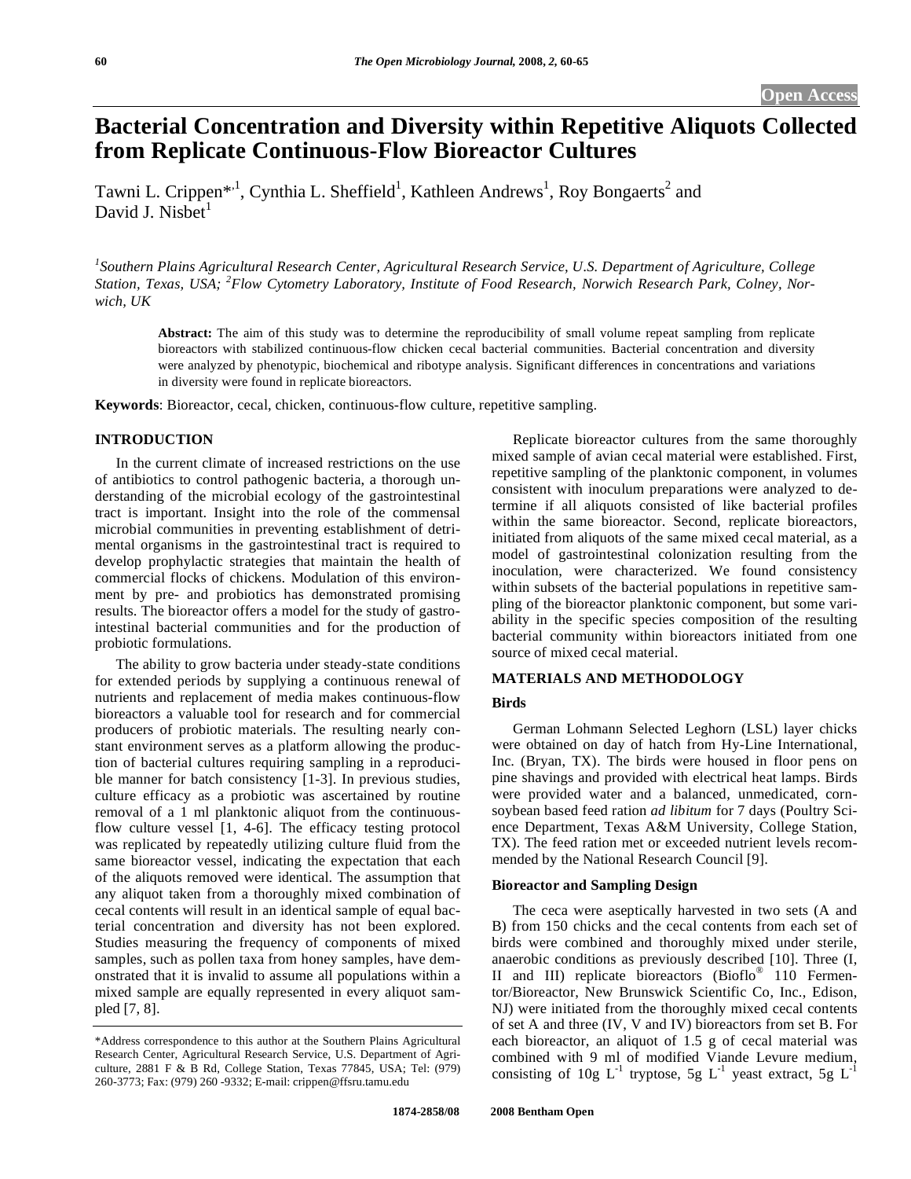# Bacterial Concentration and Diversity within Repetitive Aliquots Collected from Replicate Continuous-Flow Bioreactor Cultures

Tawni L. Crippen*[,1], Cynthia L. Sheffield[1], Kathleen Andrews[1], Roy Bongaerts[2] and David J. Nisbet[1]

[1]*Southern Plains Agricultural Research Center, Agricultural Research Service, U.S. Department of Agriculture, College Station, Texas, USA;* [2]*Flow Cytometry Laboratory, Institute of Food Research, Norwich Research Park, Colney, Norwich, UK*

**Abstract:** The aim of this study was to determine the reproducibility of small volume repeat sampling from replicate bioreactors with stabilized continuous-flow chicken cecal bacterial communities. Bacterial concentration and diversity were analyzed by phenotypic, biochemical and ribotype analysis. Significant differences in concentrations and variations in diversity were found in replicate bioreactors.

**Keywords**: Bioreactor, cecal, chicken, continuous-flow culture, repetitive sampling.

## INTRODUCTION

In the current climate of increased restrictions on the use of antibiotics to control pathogenic bacteria, a thorough understanding of the microbial ecology of the gastrointestinal tract is important. Insight into the role of the commensal microbial communities in preventing establishment of detrimental organisms in the gastrointestinal tract is required to develop prophylactic strategies that maintain the health of commercial flocks of chickens. Modulation of this environment by pre- and probiotics has demonstrated promising results. The bioreactor offers a model for the study of gastrointestinal bacterial communities and for the production of probiotic formulations.

The ability to grow bacteria under steady-state conditions for extended periods by supplying a continuous renewal of nutrients and replacement of media makes continuous-flow bioreactors a valuable tool for research and for commercial producers of probiotic materials. The resulting nearly constant environment serves as a platform allowing the production of bacterial cultures requiring sampling in a reproducible manner for batch consistency [1-3]. In previous studies, culture efficacy as a probiotic was ascertained by routine removal of a 1 ml planktonic aliquot from the continuous-flow culture vessel [1, 4-6]. The efficacy testing protocol was replicated by repeatedly utilizing culture fluid from the same bioreactor vessel, indicating the expectation that each of the aliquots removed were identical. The assumption that any aliquot taken from a thoroughly mixed combination of cecal contents will result in an identical sample of equal bacterial concentration and diversity has not been explored. Studies measuring the frequency of components of mixed samples, such as pollen taxa from honey samples, have demonstrated that it is invalid to assume all populations within a mixed sample are equally represented in every aliquot sampled [7, 8].

Replicate bioreactor cultures from the same thoroughly mixed sample of avian cecal material were established. First, repetitive sampling of the planktonic component, in volumes consistent with inoculum preparations were analyzed to determine if all aliquots consisted of like bacterial profiles within the same bioreactor. Second, replicate bioreactors, initiated from aliquots of the same mixed cecal material, as a model of gastrointestinal colonization resulting from the inoculation, were characterized. We found consistency within subsets of the bacterial populations in repetitive sampling of the bioreactor planktonic component, but some variability in the specific species composition of the resulting bacterial community within bioreactors initiated from one source of mixed cecal material.

## MATERIALS AND METHODOLOGY

### Birds

German Lohmann Selected Leghorn (LSL) layer chicks were obtained on day of hatch from Hy-Line International, Inc. (Bryan, TX). The birds were housed in floor pens on pine shavings and provided with electrical heat lamps. Birds were provided water and a balanced, unmedicated, corn-soybean based feed ration *ad libitum* for 7 days (Poultry Science Department, Texas A&M University, College Station, TX). The feed ration met or exceeded nutrient levels recommended by the National Research Council [9].

### Bioreactor and Sampling Design

The ceca were aseptically harvested in two sets (A and B) from 150 chicks and the cecal contents from each set of birds were combined and thoroughly mixed under sterile, anaerobic conditions as previously described [10]. Three (I, II and III) replicate bioreactors (Bioflo® 110 Fermentor/Bioreactor, New Brunswick Scientific Co, Inc., Edison, NJ) were initiated from the thoroughly mixed cecal contents of set A and three (IV, V and IV) bioreactors from set B. For each bioreactor, an aliquot of 1.5 g of cecal material was combined with 9 ml of modified Viande Levure medium, consisting of 10g $L^{-1}$ tryptose, 5g $L^{-1}$ yeast extract, 5g $L^{-1}$

---

*Address correspondence to this author at the Southern Plains Agricultural Research Center, Agricultural Research Service, U.S. Department of Agriculture, 2881 F & B Rd, College Station, Texas 77845, USA; Tel: (979) 260-3773; Fax: (979) 260 -9332; E-mail: crippen@ffsru.tamu.edu

1874-2858/08 2008 Bentham Open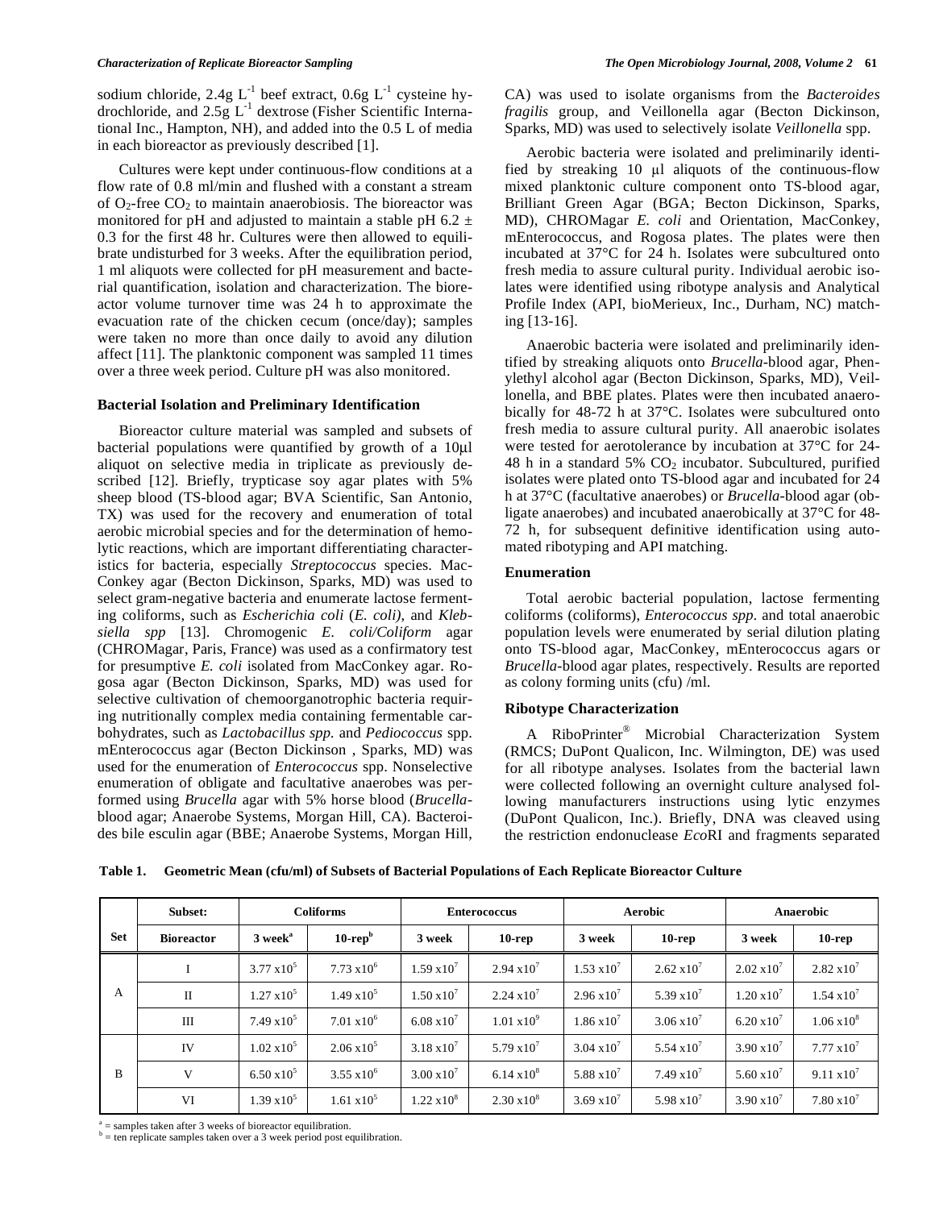sodium chloride, 2.4g $L^{-1}$ beef extract, 0.6g $L^{-1}$ cysteine hydrochloride, and 2.5g $L^{-1}$ dextrose (Fisher Scientific International Inc., Hampton, NH), and added into the 0.5 L of media in each bioreactor as previously described [1].

Cultures were kept under continuous-flow conditions at a flow rate of 0.8 ml/min and flushed with a constant a stream of $O_2$-free $CO_2$ to maintain anaerobiosis. The bioreactor was monitored for pH and adjusted to maintain a stable pH 6.2 ± 0.3 for the first 48 hr. Cultures were then allowed to equilibrate undisturbed for 3 weeks. After the equilibration period, 1 ml aliquots were collected for pH measurement and bacterial quantification, isolation and characterization. The bioreactor volume turnover time was 24 h to approximate the evacuation rate of the chicken cecum (once/day); samples were taken no more than once daily to avoid any dilution affect [11]. The planktonic component was sampled 11 times over a three week period. Culture pH was also monitored.

### Bacterial Isolation and Preliminary Identification

Bioreactor culture material was sampled and subsets of bacterial populations were quantified by growth of a 10µl aliquot on selective media in triplicate as previously described [12]. Briefly, trypticase soy agar plates with 5% sheep blood (TS-blood agar; BVA Scientific, San Antonio, TX) was used for the recovery and enumeration of total aerobic microbial species and for the determination of hemolytic reactions, which are important differentiating characteristics for bacteria, especially *Streptococcus* species. MacConkey agar (Becton Dickinson, Sparks, MD) was used to select gram-negative bacteria and enumerate lactose fermenting coliforms, such as *Escherichia coli* (*E. coli)*, and *Klebsiella spp* [13]. Chromogenic *E. coli/Coliform* agar (CHROMagar, Paris, France) was used as a confirmatory test for presumptive *E. coli* isolated from MacConkey agar. Rogosa agar (Becton Dickinson, Sparks, MD) was used for selective cultivation of chemoorganotrophic bacteria requiring nutritionally complex media containing fermentable carbohydrates, such as *Lactobacillus spp.* and *Pediococcus* spp. mEnterococcus agar (Becton Dickinson , Sparks, MD) was used for the enumeration of *Enterococcus* spp. Nonselective enumeration of obligate and facultative anaerobes was performed using *Brucella* agar with 5% horse blood (*Brucella*-blood agar; Anaerobe Systems, Morgan Hill, CA). Bacteroides bile esculin agar (BBE; Anaerobe Systems, Morgan Hill, CA) was used to isolate organisms from the *Bacteroides fragilis* group, and Veillonella agar (Becton Dickinson, Sparks, MD) was used to selectively isolate *Veillonella* spp.

Aerobic bacteria were isolated and preliminarily identified by streaking 10 µl aliquots of the continuous-flow mixed planktonic culture component onto TS-blood agar, Brilliant Green Agar (BGA; Becton Dickinson, Sparks, MD), CHROMagar *E. coli* and Orientation, MacConkey, mEnterococcus, and Rogosa plates. The plates were then incubated at 37°C for 24 h. Isolates were subcultured onto fresh media to assure cultural purity. Individual aerobic isolates were identified using ribotype analysis and Analytical Profile Index (API, bioMerieux, Inc., Durham, NC) matching [13-16].

Anaerobic bacteria were isolated and preliminarily identified by streaking aliquots onto *Brucella*-blood agar, Phenylethyl alcohol agar (Becton Dickinson, Sparks, MD), Veillonella, and BBE plates. Plates were then incubated anaerobically for 48-72 h at 37°C. Isolates were subcultured onto fresh media to assure cultural purity. All anaerobic isolates were tested for aerotolerance by incubation at 37°C for 24-48 h in a standard 5% $CO_2$ incubator. Subcultured, purified isolates were plated onto TS-blood agar and incubated for 24 h at 37°C (facultative anaerobes) or *Brucella*-blood agar (obligate anaerobes) and incubated anaerobically at 37°C for 48-72 h, for subsequent definitive identification using automated ribotyping and API matching.

### Enumeration

Total aerobic bacterial population, lactose fermenting coliforms (coliforms), *Enterococcus spp*. and total anaerobic population levels were enumerated by serial dilution plating onto TS-blood agar, MacConkey, mEnterococcus agars or *Brucella*-blood agar plates, respectively. Results are reported as colony forming units (cfu) /ml.

### Ribotype Characterization

A RiboPrinter® Microbial Characterization System (RMCS; DuPont Qualicon, Inc. Wilmington, DE) was used for all ribotype analyses. Isolates from the bacterial lawn were collected following an overnight culture analysed following manufacturers instructions using lytic enzymes (DuPont Qualicon, Inc.). Briefly, DNA was cleaved using the restriction endonuclease *Eco*RI and fragments separated

**Table 1. Geometric Mean (cfu/ml) of Subsets of Bacterial Populations of Each Replicate Bioreactor Culture**

| Set | Subset: | Coliforms | | Enterococcus | | Aerobic | | Anaerobic | |
|---|---|---|---|---|---|---|---|---|---|
| | Bioreactor | 3 week[a] | 10-rep[b] | 3 week | 10-rep | 3 week | 10-rep | 3 week | 10-rep |
| A | I | $3.77 \times 10^5$ | $7.73 \times 10^6$ | $1.59 \times 10^7$ | $2.94 \times 10^7$ | $1.53 \times 10^7$ | $2.62 \times 10^7$ | $2.02 \times 10^7$ | $2.82 \times 10^7$ |
| | II | $1.27 \times 10^5$ | $1.49 \times 10^5$ | $1.50 \times 10^7$ | $2.24 \times 10^7$ | $2.96 \times 10^7$ | $5.39 \times 10^7$ | $1.20 \times 10^7$ | $1.54 \times 10^7$ |
| | III | $7.49 \times 10^5$ | $7.01 \times 10^6$ | $6.08 \times 10^7$ | $1.01 \times 10^9$ | $1.86 \times 10^7$ | $3.06 \times 10^7$ | $6.20 \times 10^7$ | $1.06 \times 10^8$ |
| B | IV | $1.02 \times 10^5$ | $2.06 \times 10^5$ | $3.18 \times 10^7$ | $5.79 \times 10^7$ | $3.04 \times 10^7$ | $5.54 \times 10^7$ | $3.90 \times 10^7$ | $7.77 \times 10^7$ |
| | V | $6.50 \times 10^5$ | $3.55 \times 10^6$ | $3.00 \times 10^7$ | $6.14 \times 10^8$ | $5.88 \times 10^7$ | $7.49 \times 10^7$ | $5.60 \times 10^7$ | $9.11 \times 10^7$ |
| | VI | $1.39 \times 10^5$ | $1.61 \times 10^5$ | $1.22 \times 10^8$ | $2.30 \times 10^8$ | $3.69 \times 10^7$ | $5.98 \times 10^7$ | $3.90 \times 10^7$ | $7.80 \times 10^7$ |

[a] = samples taken after 3 weeks of bioreactor equilibration.
[b] = ten replicate samples taken over a 3 week period post equilibration.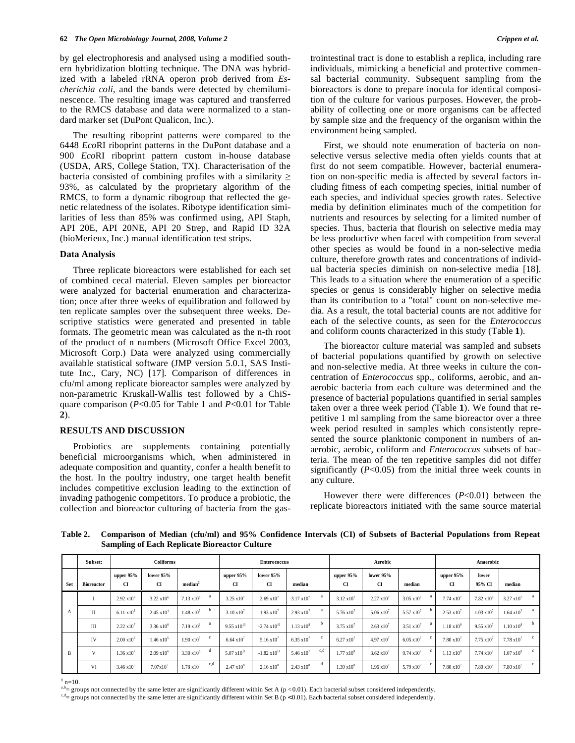by gel electrophoresis and analysed using a modified southern hybridization blotting technique. The DNA was hybridized with a labeled rRNA operon prob derived from *Escherichia coli*, and the bands were detected by chemiluminescence. The resulting image was captured and transferred to the RMCS database and data were normalized to a standard marker set (DuPont Qualicon, Inc.).

The resulting riboprint patterns were compared to the 6448 *Eco*RI riboprint patterns in the DuPont database and a 900 *Eco*RI riboprint pattern custom in-house database (USDA, ARS, College Station, TX). Characterisation of the bacteria consisted of combining profiles with a similarity ≥ 93%, as calculated by the proprietary algorithm of the RMCS, to form a dynamic ribogroup that reflected the genetic relatedness of the isolates. Ribotype identification similarities of less than 85% was confirmed using, API Staph, API 20E, API 20NE, API 20 Strep, and Rapid ID 32A (bioMerieux, Inc.) manual identification test strips.

### Data Analysis

Three replicate bioreactors were established for each set of combined cecal material. Eleven samples per bioreactor were analyzed for bacterial enumeration and characterization; once after three weeks of equilibration and followed by ten replicate samples over the subsequent three weeks. Descriptive statistics were generated and presented in table formats. The geometric mean was calculated as the n-th root of the product of n numbers (Microsoft Office Excel 2003, Microsoft Corp.) Data were analyzed using commercially available statistical software (JMP version 5.0.1, SAS Institute Inc., Cary, NC) [17]. Comparison of differences in cfu/ml among replicate bioreactor samples were analyzed by non-parametric Kruskall-Wallis test followed by a ChiSquare comparison ($P$<0.05 for Table **1** and $P$<0.01 for Table **2**).

## RESULTS AND DISCUSSION

Probiotics are supplements containing potentially beneficial microorganisms which, when administered in adequate composition and quantity, confer a health benefit to the host. In the poultry industry, one target health benefit includes competitive exclusion leading to the extinction of invading pathogenic competitors. To produce a probiotic, the collection and bioreactor culturing of bacteria from the gastrointestinal tract is done to establish a replica, including rare individuals, mimicking a beneficial and protective commensal bacterial community. Subsequent sampling from the bioreactors is done to prepare inocula for identical composition of the culture for various purposes. However, the probability of collecting one or more organisms can be affected by sample size and the frequency of the organism within the environment being sampled.

First, we should note enumeration of bacteria on non-selective versus selective media often yields counts that at first do not seem compatible. However, bacterial enumeration on non-specific media is affected by several factors including fitness of each competing species, initial number of each species, and individual species growth rates. Selective media by definition eliminates much of the competition for nutrients and resources by selecting for a limited number of species. Thus, bacteria that flourish on selective media may be less productive when faced with competition from several other species as would be found in a non-selective media culture, therefore growth rates and concentrations of individual bacteria species diminish on non-selective media [18]. This leads to a situation where the enumeration of a specific species or genus is considerably higher on selective media than its contribution to a "total" count on non-selective media. As a result, the total bacterial counts are not additive for each of the selective counts, as seen for the *Enterococcus* and coliform counts characterized in this study (Table **1**).

The bioreactor culture material was sampled and subsets of bacterial populations quantified by growth on selective and non-selective media. At three weeks in culture the concentration of *Enterococcus* spp., coliforms, aerobic, and anaerobic bacteria from each culture was determined and the presence of bacterial populations quantified in serial samples taken over a three week period (Table **1**). We found that repetitive 1 ml sampling from the same bioreactor over a three week period resulted in samples which consistently represented the source planktonic component in numbers of anaerobic, aerobic, coliform and *Enterococcus* subsets of bacteria. The mean of the ten repetitive samples did not differ significantly ($P$<0.05) from the initial three week counts in any culture.

However there were differences ($P$<0.01) between the replicate bioreactors initiated with the same source material

**Table 2. Comparison of Median (cfu/ml) and 95% Confidence Intervals (CI) of Subsets of Bacterial Populations from Repeat Sampling of Each Replicate Bioreactor Culture**

| | Subset: | Coliforms | | | Enterococcus | | | Aerobic | | | Anaerobic | | |
|---|---|---|---|---|---|---|---|---|---|---|---|---|---|
| Set | Bioreactor | upper 95% CI | lower 95% CI | median[‡] | upper 95% CI | lower 95% CI | median | upper 95% CI | lower 95% CI | median | upper 95% CI | lower 95% CI | median |
| A | I | $2.92 \times 10^7$ | $3.22 \times 10^6$ | $7.13 \times 10^6$ a | $3.25 \times 10^7$ | $2.69 \times 10^7$ | $3.17 \times 10^7$ a | $3.12 \times 10^7$ | $2.27 \times 10^7$ | $3.05 \times 10^7$ a | $7.74 \times 10^7$ | $7.82 \times 10^6$ | $3.27 \times 10^7$ a |
| | II | $6.11 \times 10^5$ | $2.45 \times 10^4$ | $1.48 \times 10^5$ b | $3.10 \times 10^7$ | $1.93 \times 10^7$ | $2.93 \times 10^7$ a | $5.76 \times 10^7$ | $5.06 \times 10^7$ | $5.57 \times 10^7$ b | $2.53 \times 10^7$ | $1.03 \times 10^7$ | $1.64 \times 10^7$ a |
| | III | $2.22 \times 10^7$ | $3.36 \times 10^6$ | $7.19 \times 10^6$ a | $9.55 \times 10^{10}$ | $-2.74 \times 10^{10}$ | $1.13 \times 10^8$ b | $3.75 \times 10^7$ | $2.63 \times 10^7$ | $3.51 \times 10^7$ a | $1.18 \times 10^8$ | $9.55 \times 10^7$ | $1.10 \times 10^8$ b |
| B | IV | $2.00 \times 10^6$ | $1.46 \times 10^5$ | $1.90 \times 10^5$ c | $6.64 \times 10^7$ | $5.16 \times 10^7$ | $6.35 \times 10^7$ c | $6.27 \times 10^7$ | $4.97 \times 10^7$ | $6.05 \times 10^7$ c | $7.80 \times 10^7$ | $7.75 \times 10^7$ | $7.78 \times 10^7$ c |
| | V | $1.36 \times 10^7$ | $2.09 \times 10^6$ | $3.30 \times 10^6$ d | $5.07 \times 10^{11}$ | $-1.82 \times 10^{11}$ | $5.46 \times 10^7$ c,d | $1.77 \times 10^8$ | $3.62 \times 10^7$ | $9.74 \times 10^7$ c | $1.13 \times 10^8$ | $7.74 \times 10^7$ | $1.07 \times 10^8$ c |
| | VI | $3.46 \times 10^5$ | $7.07 \times 10^7$ | $1.78 \times 10^5$ c,d | $2.47 \times 10^8$ | $2.16 \times 10^8$ | $2.43 \times 10^8$ d | $1.39 \times 10^8$ | $1.96 \times 10^7$ | $5.79 \times 10^7$ c | $7.80 \times 10^7$ | $7.80 \times 10^7$ | $7.80 \times 10^7$ c |

[‡] n=10.
[a,b]= groups not connected by the same letter are significantly different within Set A (p < 0.01). Each bacterial subset considered independently.
[c,d]= groups not connected by the same letter are significantly different within Set B (p <0.01). Each bacterial subset considered independently.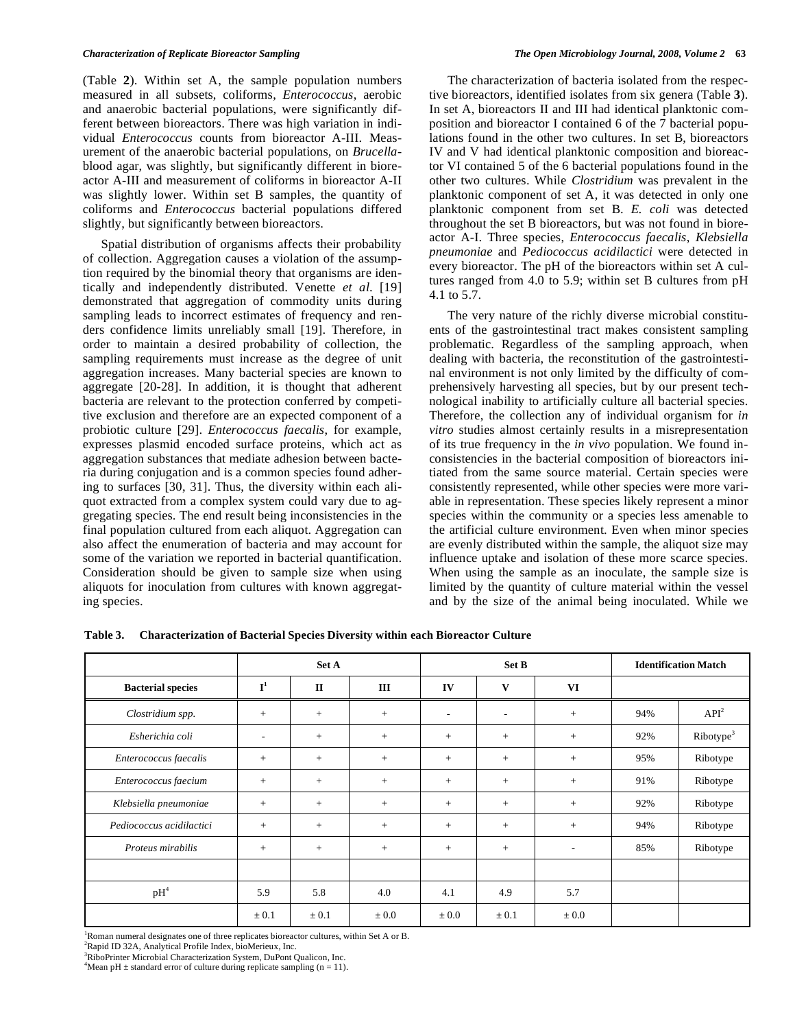(Table **2**). Within set A, the sample population numbers measured in all subsets, coliforms, *Enterococcus*, aerobic and anaerobic bacterial populations, were significantly different between bioreactors. There was high variation in individual *Enterococcus* counts from bioreactor A-III. Measurement of the anaerobic bacterial populations, on *Brucella*-blood agar, was slightly, but significantly different in bioreactor A-III and measurement of coliforms in bioreactor A-II was slightly lower. Within set B samples, the quantity of coliforms and *Enterococcus* bacterial populations differed slightly, but significantly between bioreactors.

Spatial distribution of organisms affects their probability of collection. Aggregation causes a violation of the assumption required by the binomial theory that organisms are identically and independently distributed. Venette *et al*. [19] demonstrated that aggregation of commodity units during sampling leads to incorrect estimates of frequency and renders confidence limits unreliably small [19]. Therefore, in order to maintain a desired probability of collection, the sampling requirements must increase as the degree of unit aggregation increases. Many bacterial species are known to aggregate [20-28]. In addition, it is thought that adherent bacteria are relevant to the protection conferred by competitive exclusion and therefore are an expected component of a probiotic culture [29]. *Enterococcus faecalis*, for example, expresses plasmid encoded surface proteins, which act as aggregation substances that mediate adhesion between bacteria during conjugation and is a common species found adhering to surfaces [30, 31]. Thus, the diversity within each aliquot extracted from a complex system could vary due to aggregating species. The end result being inconsistencies in the final population cultured from each aliquot. Aggregation can also affect the enumeration of bacteria and may account for some of the variation we reported in bacterial quantification. Consideration should be given to sample size when using aliquots for inoculation from cultures with known aggregating species.

The characterization of bacteria isolated from the respective bioreactors, identified isolates from six genera (Table **3**). In set A, bioreactors II and III had identical planktonic composition and bioreactor I contained 6 of the 7 bacterial populations found in the other two cultures. In set B, bioreactors IV and V had identical planktonic composition and bioreactor VI contained 5 of the 6 bacterial populations found in the other two cultures. While *Clostridium* was prevalent in the planktonic component of set A, it was detected in only one planktonic component from set B. *E. coli* was detected throughout the set B bioreactors, but was not found in bioreactor A-I. Three species, *Enterococcus faecalis*, *Klebsiella pneumoniae* and *Pediococcus acidilactici* were detected in every bioreactor. The pH of the bioreactors within set A cultures ranged from 4.0 to 5.9; within set B cultures from pH 4.1 to 5.7.

The very nature of the richly diverse microbial constituents of the gastrointestinal tract makes consistent sampling problematic. Regardless of the sampling approach, when dealing with bacteria, the reconstitution of the gastrointestinal environment is not only limited by the difficulty of comprehensively harvesting all species, but by our present technological inability to artificially culture all bacterial species. Therefore, the collection any of individual organism for *in vitro* studies almost certainly results in a misrepresentation of its true frequency in the *in vivo* population. We found inconsistencies in the bacterial composition of bioreactors initiated from the same source material. Certain species were consistently represented, while other species were more variable in representation. These species likely represent a minor species within the community or a species less amenable to the artificial culture environment. Even when minor species are evenly distributed within the sample, the aliquot size may influence uptake and isolation of these more scarce species. When using the sample as an inoculate, the sample size is limited by the quantity of culture material within the vessel and by the size of the animal being inoculated. While we

**Table 3. Characterization of Bacterial Species Diversity within each Bioreactor Culture**

| | Set A | | | Set B | | | Identification Match | |
|---|---|---|---|---|---|---|---|---|
| **Bacterial species** | **I**[1] | **II** | **III** | **IV** | **V** | **VI** | | |
| *Clostridium spp.* | + | + | + | - | - | + | 94% | API[2] |
| *Esherichia coli* | - | + | + | + | + | + | 92% | Ribotype[3] |
| *Enterococcus faecalis* | + | + | + | + | + | + | 95% | Ribotype |
| *Enterococcus faecium* | + | + | + | + | + | + | 91% | Ribotype |
| *Klebsiella pneumoniae* | + | + | + | + | + | + | 92% | Ribotype |
| *Pediococcus acidilactici* | + | + | + | + | + | + | 94% | Ribotype |
| *Proteus mirabilis* | + | + | + | + | + | - | 85% | Ribotype |
| | | | | | | | | |
| pH[4] | 5.9 | 5.8 | 4.0 | 4.1 | 4.9 | 5.7 | | |
| | ± 0.1 | ± 0.1 | ± 0.0 | ± 0.0 | ± 0.1 | ± 0.0 | | |

[1]Roman numeral designates one of three replicates bioreactor cultures, within Set A or B.
[2]Rapid ID 32A, Analytical Profile Index, bioMerieux, Inc.
[3]RiboPrinter Microbial Characterization System, DuPont Qualicon, Inc.
[4]Mean pH ± standard error of culture during replicate sampling ($n = 11$).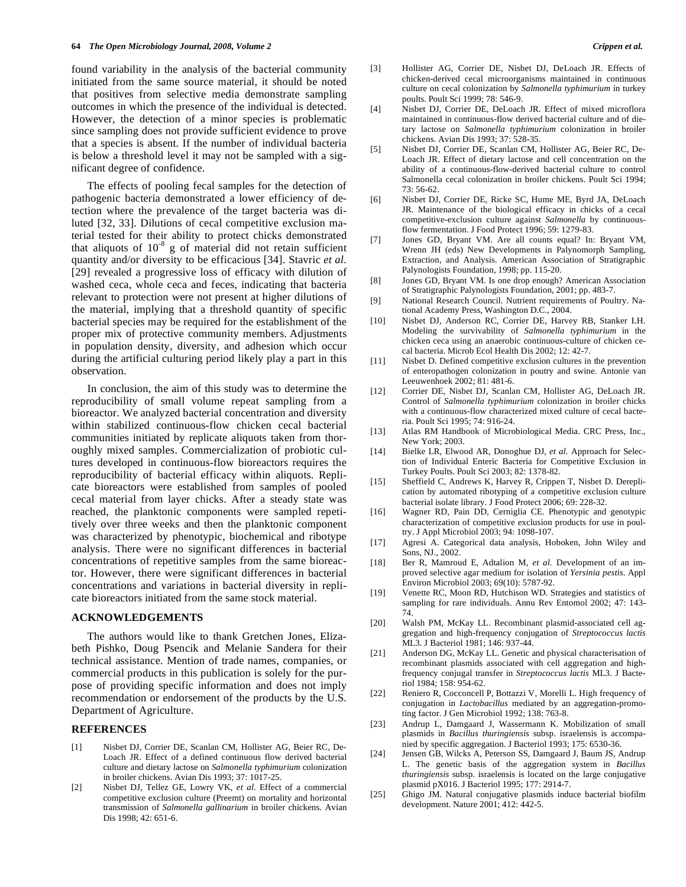found variability in the analysis of the bacterial community initiated from the same source material, it should be noted that positives from selective media demonstrate sampling outcomes in which the presence of the individual is detected. However, the detection of a minor species is problematic since sampling does not provide sufficient evidence to prove that a species is absent. If the number of individual bacteria is below a threshold level it may not be sampled with a significant degree of confidence.

The effects of pooling fecal samples for the detection of pathogenic bacteria demonstrated a lower efficiency of detection where the prevalence of the target bacteria was diluted [32, 33]. Dilutions of cecal competitive exclusion material tested for their ability to protect chicks demonstrated that aliquots of $10^{-8}$ g of material did not retain sufficient quantity and/or diversity to be efficacious [34]. Stavric *et al*. [29] revealed a progressive loss of efficacy with dilution of washed ceca, whole ceca and feces, indicating that bacteria relevant to protection were not present at higher dilutions of the material, implying that a threshold quantity of specific bacterial species may be required for the establishment of the proper mix of protective community members. Adjustments in population density, diversity, and adhesion which occur during the artificial culturing period likely play a part in this observation.

In conclusion, the aim of this study was to determine the reproducibility of small volume repeat sampling from a bioreactor. We analyzed bacterial concentration and diversity within stabilized continuous-flow chicken cecal bacterial communities initiated by replicate aliquots taken from thoroughly mixed samples. Commercialization of probiotic cultures developed in continuous-flow bioreactors requires the reproducibility of bacterial efficacy within aliquots. Replicate bioreactors were established from samples of pooled cecal material from layer chicks. After a steady state was reached, the planktonic components were sampled repetitively over three weeks and then the planktonic component was characterized by phenotypic, biochemical and ribotype analysis. There were no significant differences in bacterial concentrations of repetitive samples from the same bioreactor. However, there were significant differences in bacterial concentrations and variations in bacterial diversity in replicate bioreactors initiated from the same stock material.

## ACKNOWLEDGEMENTS

The authors would like to thank Gretchen Jones, Elizabeth Pishko, Doug Psencik and Melanie Sandera for their technical assistance. Mention of trade names, companies, or commercial products in this publication is solely for the purpose of providing specific information and does not imply recommendation or endorsement of the products by the U.S. Department of Agriculture.

## REFERENCES

[1] Nisbet DJ, Corrier DE, Scanlan CM, Hollister AG, Beier RC, DeLoach JR. Effect of a defined continuous flow derived bacterial culture and dietary lactose on *Salmonella typhimurium* colonization in broiler chickens. Avian Dis 1993; 37: 1017-25.

[2] Nisbet DJ, Tellez GE, Lowry VK, *et al.* Effect of a commercial competitive exclusion culture (Preemt) on mortality and horizontal transmission of *Salmonella gallinarium* in broiler chickens. Avian Dis 1998; 42: 651-6.

[3] Hollister AG, Corrier DE, Nisbet DJ, DeLoach JR. Effects of chicken-derived cecal microorganisms maintained in continuous culture on cecal colonization by *Salmonella typhimurium* in turkey poults. Poult Sci 1999; 78: 546-9.

[4] Nisbet DJ, Corrier DE, DeLoach JR. Effect of mixed microflora maintained in continuous-flow derived bacterial culture and of dietary lactose on *Salmonella typhimurium* colonization in broiler chickens. Avian Dis 1993; 37: 528-35.

[5] Nisbet DJ, Corrier DE, Scanlan CM, Hollister AG, Beier RC, DeLoach JR. Effect of dietary lactose and cell concentration on the ability of a continuous-flow-derived bacterial culture to control Salmonella cecal colonization in broiler chickens. Poult Sci 1994; 73: 56-62.

[6] Nisbet DJ, Corrier DE, Ricke SC, Hume ME, Byrd JA, DeLoach JR. Maintenance of the biological efficacy in chicks of a cecal competitive-exclusion culture against *Salmonella* by continuous-flow fermentation. J Food Protect 1996; 59: 1279-83.

[7] Jones GD, Bryant VM. Are all counts equal? In: Bryant VM, Wrenn JH (eds) New Developments in Palynomorph Sampling, Extraction, and Analysis. American Association of Stratigraphic Palynologists Foundation, 1998; pp. 115-20.

[8] Jones GD, Bryant VM. Is one drop enough? American Association of Stratigraphic Palynologists Foundation, 2001; pp. 483-7.

[9] National Research Council. Nutrient requirements of Poultry. National Academy Press, Washington D.C., 2004.

[10] Nisbet DJ, Anderson RC, Corrier DE, Harvey RB, Stanker LH. Modeling the survivability of *Salmonella typhimurium* in the chicken ceca using an anaerobic continuous-culture of chicken cecal bacteria. Microb Ecol Health Dis 2002; 12: 42-7.

[11] Nisbet D. Defined competitive exclusion cultures in the prevention of enteropathogen colonization in poutry and swine. Antonie van Leeuwenhoek 2002; 81: 481-6.

[12] Corrier DE, Nisbet DJ, Scanlan CM, Hollister AG, DeLoach JR. Control of *Salmonella typhimurium* colonization in broiler chicks with a continuous-flow characterized mixed culture of cecal bacteria. Poult Sci 1995; 74: 916-24.

[13] Atlas RM Handbook of Microbiological Media. CRC Press, Inc., New York; 2003.

[14] Bielke LR, Elwood AR, Donoghue DJ, *et al.* Approach for Selection of Individual Enteric Bacteria for Competitive Exclusion in Turkey Poults. Poult Sci 2003; 82: 1378-82.

[15] Sheffield C, Andrews K, Harvey R, Crippen T, Nisbet D. Dereplication by automated ribotyping of a competitive exclusion culture bacterial isolate library. J Food Protect 2006; 69: 228-32.

[16] Wagner RD, Pain DD, Cerniglia CE. Phenotypic and genotypic characterization of competitive exclusion products for use in poultry. J Appl Microbiol 2003; 94: 1098-107.

[17] Agresi A. Categorical data analysis, Hoboken, John Wiley and Sons, NJ., 2002.

[18] Ber R, Mamroud E, Adtalion M, *et al.* Development of an improved selective agar medium for isolation of *Yersinia pestis*. Appl Environ Microbiol 2003; 69(10): 5787-92.

[19] Venette RC, Moon RD, Hutchison WD. Strategies and statistics of sampling for rare individuals. Annu Rev Entomol 2002; 47: 143-74.

[20] Walsh PM, McKay LL. Recombinant plasmid-associated cell aggregation and high-frequency conjugation of *Streptococcus lactis* ML3. J Bacteriol 1981; 146: 937-44.

[21] Anderson DG, McKay LL. Genetic and physical characterisation of recombinant plasmids associated with cell aggregation and high-frequency conjugal transfer in *Streptococcus lactis* ML3. J Bacteriol 1984; 158: 954-62.

[22] Reniero R, Cocconcell P, Bottazzi V, Morelli L. High frequency of conjugation in *Lactobacillus* mediated by an aggregation-promoting factor. J Gen Microbiol 1992; 138: 763-8.

[23] Andrup L, Damgaard J, Wassermann K. Mobilization of small plasmids in *Bacillus thuringiensis* subsp. israelensis is accompanied by specific aggregation. J Bacteriol 1993; 175: 6530-36.

[24] Jensen GB, Wilcks A, Peterson SS, Damgaard J, Baum JS, Andrup L. The genetic basis of the aggregation system in *Bacillus thuringiensis* subsp. israelensis is located on the large conjugative plasmid pXO16. J Bacteriol 1995; 177: 2914-7.

[25] Ghigo JM. Natural conjugative plasmids induce bacterial biofilm development. Nature 2001; 412: 442-5.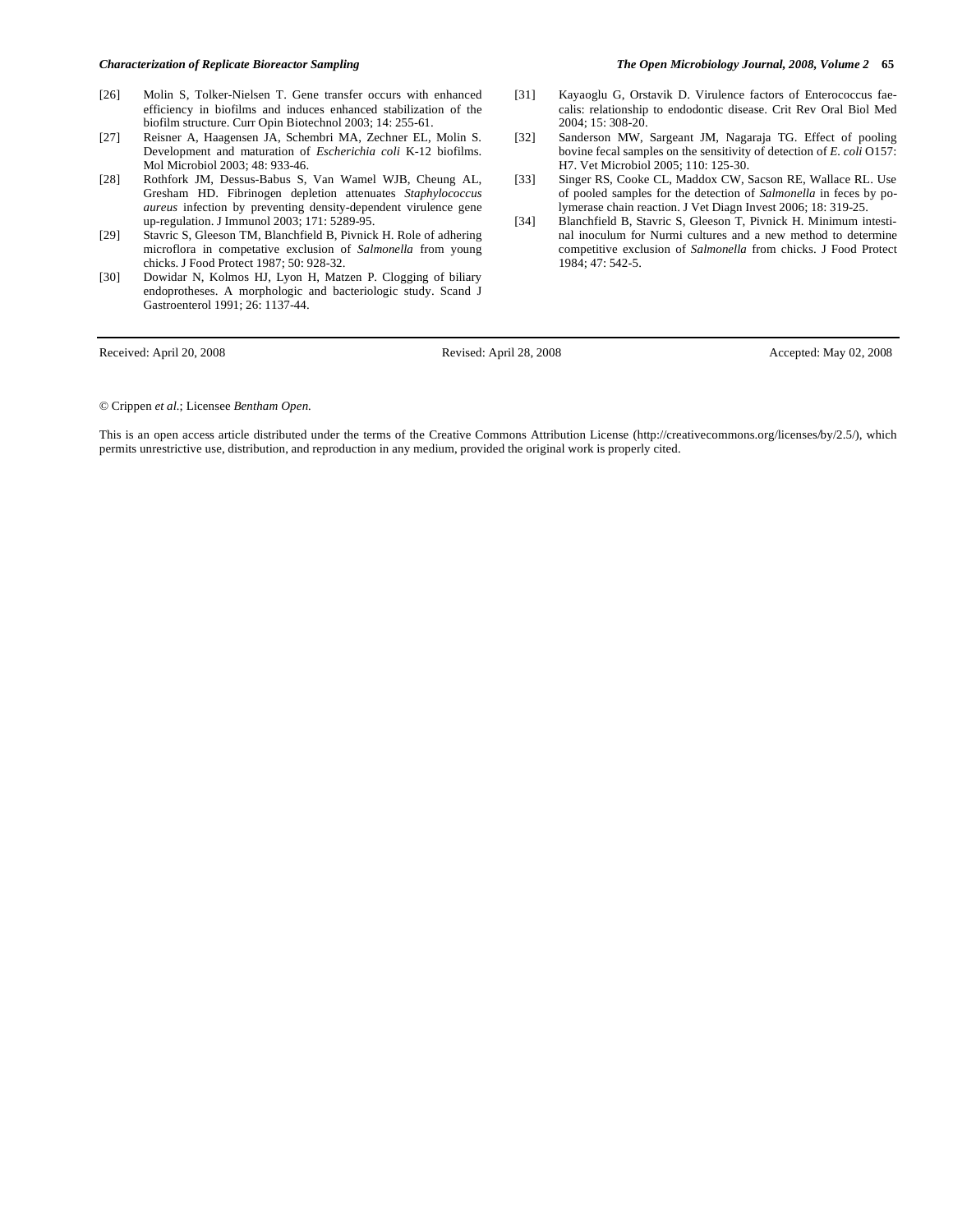[26] Molin S, Tolker-Nielsen T. Gene transfer occurs with enhanced efficiency in biofilms and induces enhanced stabilization of the biofilm structure. Curr Opin Biotechnol 2003; 14: 255-61.

[27] Reisner A, Haagensen JA, Schembri MA, Zechner EL, Molin S. Development and maturation of *Escherichia coli* K-12 biofilms. Mol Microbiol 2003; 48: 933-46.

[28] Rothfork JM, Dessus-Babus S, Van Wamel WJB, Cheung AL, Gresham HD. Fibrinogen depletion attenuates *Staphylococcus aureus* infection by preventing density-dependent virulence gene up-regulation. J Immunol 2003; 171: 5289-95.

[29] Stavric S, Gleeson TM, Blanchfield B, Pivnick H. Role of adhering microflora in competative exclusion of *Salmonella* from young chicks. J Food Protect 1987; 50: 928-32.

[30] Dowidar N, Kolmos HJ, Lyon H, Matzen P. Clogging of biliary endoprotheses. A morphologic and bacteriologic study. Scand J Gastroenterol 1991; 26: 1137-44.

[31] Kayaoglu G, Orstavik D. Virulence factors of Enterococcus faecalis: relationship to endodontic disease. Crit Rev Oral Biol Med 2004; 15: 308-20.

[32] Sanderson MW, Sargeant JM, Nagaraja TG. Effect of pooling bovine fecal samples on the sensitivity of detection of *E. coli* O157: H7. Vet Microbiol 2005; 110: 125-30.

[33] Singer RS, Cooke CL, Maddox CW, Sacson RE, Wallace RL. Use of pooled samples for the detection of *Salmonella* in feces by polymerase chain reaction. J Vet Diagn Invest 2006; 18: 319-25.

[34] Blanchfield B, Stavric S, Gleeson T, Pivnick H. Minimum intestinal inoculum for Nurmi cultures and a new method to determine competitive exclusion of *Salmonella* from chicks. J Food Protect 1984; 47: 542-5.

Received: April 20, 2008 Revised: April 28, 2008 Accepted: May 02, 2008

© Crippen *et al.*; Licensee *Bentham Open.*

This is an open access article distributed under the terms of the Creative Commons Attribution License (http://creativecommons.org/licenses/by/2.5/), which permits unrestrictive use, distribution, and reproduction in any medium, provided the original work is properly cited.